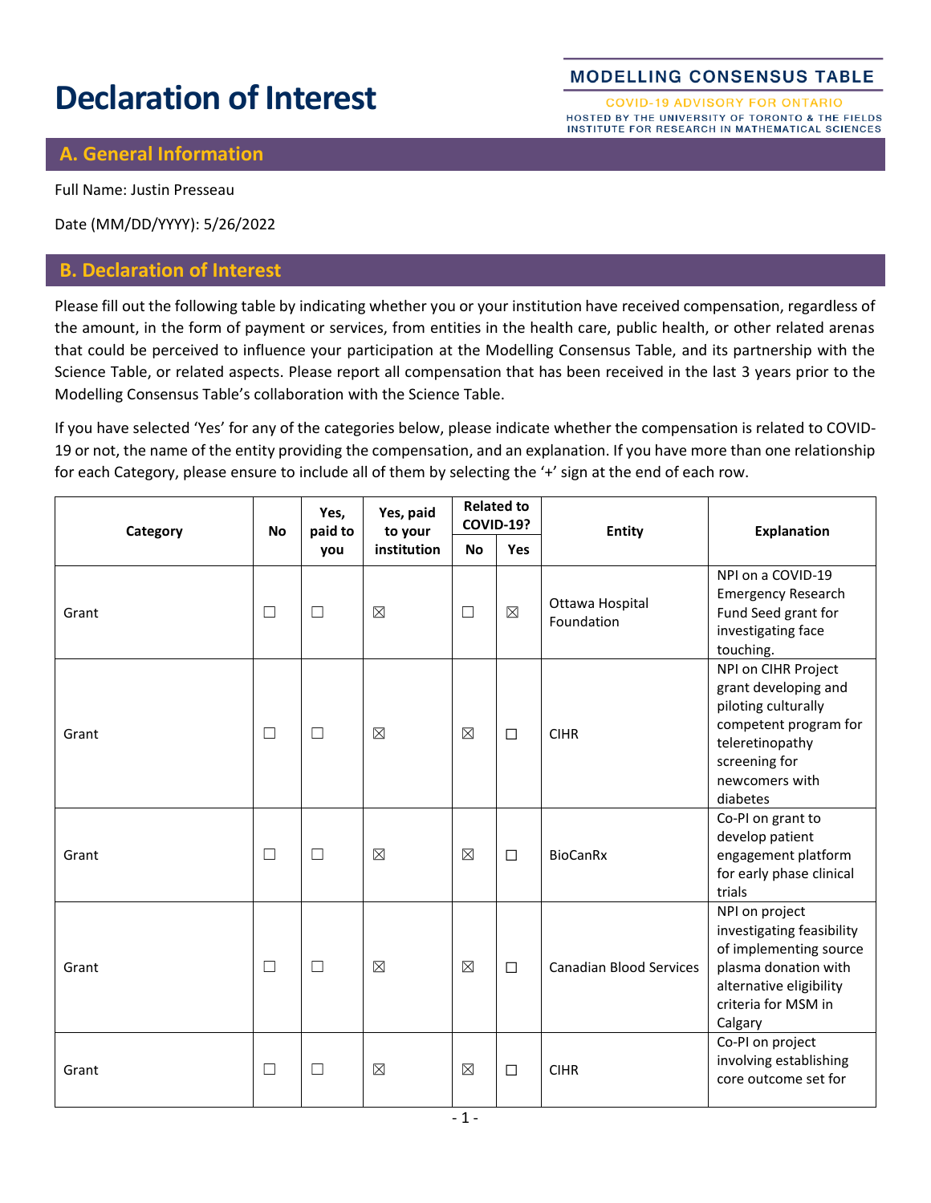# Declaration of Interest

MODELLING CONSENSUS TABLE

COVID-19 ADVISORY FOR ONTARIO

HOSTED BY THE UNIVERSITY OF TORONTO & THE FIELDS INSTITUTE FOR RESEARCH IN MATHEMATICAL SCIENCES

## A. General Information

Full Name: Justin Presseau

Date (MM/DD/YYYY): 5/26/2022

## B. Declaration of Interest

Please fill out the following table by indicating whether you or your institution have received compensation, regardless of the amount, in the form of payment or services, from entities in the health care, public health, or other related arenas that could be perceived to influence your participation at the Modelling Consensus Table, and its partnership with the Science Table, or related aspects. Please report all compensation that has been received in the last 3 years prior to the Modelling Consensus Table's collaboration with the Science Table.

If you have selected 'Yes' for any of the categories below, please indicate whether the compensation is related to COVID-19 or not, the name of the entity providing the compensation, and an explanation. If you have more than one relationship for each Category, please ensure to include all of them by selecting the '+' sign at the end of each row.

| Category | No | Yes, paid to you | Yes, paid to your institution | Related to COVID-19? | | Entity | Explanation |
|---|---|---|---|---|---|---|---|
| | | | | No | Yes | | |
| Grant | ☐ | ☐ | ☒ | ☐ | ☒ | Ottawa Hospital Foundation | NPI on a COVID-19 Emergency Research Fund Seed grant for investigating face touching. |
| Grant | ☐ | ☐ | ☒ | ☒ | ☐ | CIHR | NPI on CIHR Project grant developing and piloting culturally competent program for teleretinopathy screening for newcomers with diabetes |
| Grant | ☐ | ☐ | ☒ | ☒ | ☐ | BioCanRx | Co-PI on grant to develop patient engagement platform for early phase clinical trials |
| Grant | ☐ | ☐ | ☒ | ☒ | ☐ | Canadian Blood Services | NPI on project investigating feasibility of implementing source plasma donation with alternative eligibility criteria for MSM in Calgary |
| Grant | ☐ | ☐ | ☒ | ☒ | ☐ | CIHR | Co-PI on project involving establishing core outcome set for |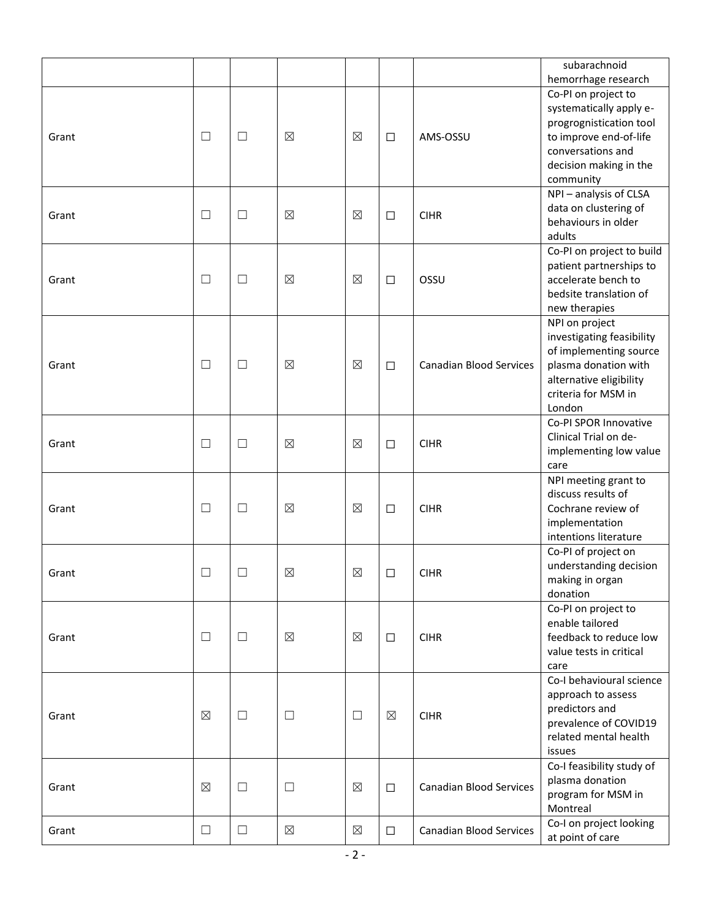| | | | | | | | |
|---|---|---|---|---|---|---|---|
| | | | | | | | subarachnoid hemorrhage research |
| Grant | ☐ | ☐ | ☒ | ☒ | ☐ | AMS-OSSU | Co-PI on project to systematically apply e-progrognistication tool to improve end-of-life conversations and decision making in the community |
| Grant | ☐ | ☐ | ☒ | ☒ | ☐ | CIHR | NPI – analysis of CLSA data on clustering of behaviours in older adults |
| Grant | ☐ | ☐ | ☒ | ☒ | ☐ | OSSU | Co-PI on project to build patient partnerships to accelerate bench to bedsite translation of new therapies |
| Grant | ☐ | ☐ | ☒ | ☒ | ☐ | Canadian Blood Services | NPI on project investigating feasibility of implementing source plasma donation with alternative eligibility criteria for MSM in London |
| Grant | ☐ | ☐ | ☒ | ☒ | ☐ | CIHR | Co-PI SPOR Innovative Clinical Trial on de-implementing low value care |
| Grant | ☐ | ☐ | ☒ | ☒ | ☐ | CIHR | NPI meeting grant to discuss results of Cochrane review of implementation intentions literature |
| Grant | ☐ | ☐ | ☒ | ☒ | ☐ | CIHR | Co-PI of project on understanding decision making in organ donation |
| Grant | ☐ | ☐ | ☒ | ☒ | ☐ | CIHR | Co-PI on project to enable tailored feedback to reduce low value tests in critical care |
| Grant | ☒ | ☐ | ☐ | ☐ | ☒ | CIHR | Co-I behavioural science approach to assess predictors and prevalence of COVID19 related mental health issues |
| Grant | ☒ | ☐ | ☐ | ☒ | ☐ | Canadian Blood Services | Co-I feasibility study of plasma donation program for MSM in Montreal |
| Grant | ☐ | ☐ | ☒ | ☒ | ☐ | Canadian Blood Services | Co-I on project looking at point of care |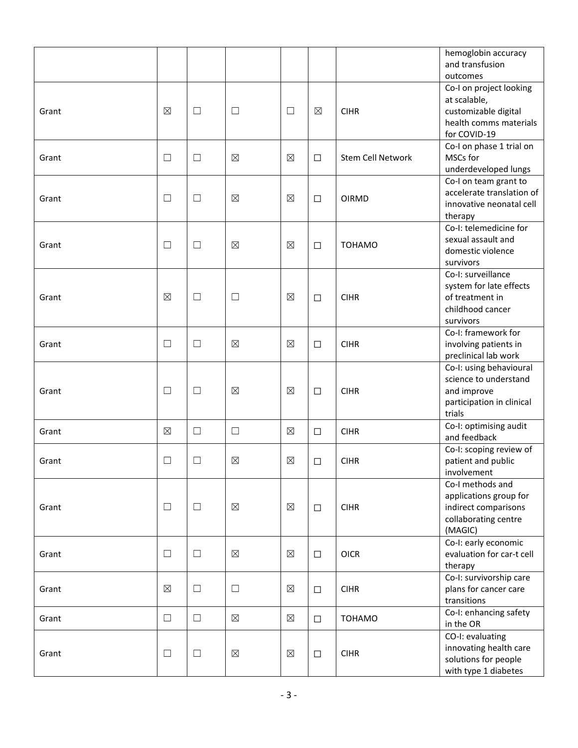| | | | | | | | |
|---|---|---|---|---|---|---|---|
| | | | | | | | hemoglobin accuracy and transfusion outcomes |
| Grant | ☒ | ☐ | ☐ | ☐ | ☒ | CIHR | Co-I on project looking at scalable, customizable digital health comms materials for COVID-19 |
| Grant | ☐ | ☐ | ☒ | ☒ | ☐ | Stem Cell Network | Co-I on phase 1 trial on MSCs for underdeveloped lungs |
| Grant | ☐ | ☐ | ☒ | ☒ | ☐ | OIRMD | Co-I on team grant to accelerate translation of innovative neonatal cell therapy |
| Grant | ☐ | ☐ | ☒ | ☒ | ☐ | TOHAMO | Co-I: telemedicine for sexual assault and domestic violence survivors |
| Grant | ☒ | ☐ | ☐ | ☒ | ☐ | CIHR | Co-I: surveillance system for late effects of treatment in childhood cancer survivors |
| Grant | ☐ | ☐ | ☒ | ☒ | ☐ | CIHR | Co-I: framework for involving patients in preclinical lab work |
| Grant | ☐ | ☐ | ☒ | ☒ | ☐ | CIHR | Co-I: using behavioural science to understand and improve participation in clinical trials |
| Grant | ☒ | ☐ | ☐ | ☒ | ☐ | CIHR | Co-I: optimising audit and feedback |
| Grant | ☐ | ☐ | ☒ | ☒ | ☐ | CIHR | Co-I: scoping review of patient and public involvement |
| Grant | ☐ | ☐ | ☒ | ☒ | ☐ | CIHR | Co-I methods and applications group for indirect comparisons collaborating centre (MAGIC) |
| Grant | ☐ | ☐ | ☒ | ☒ | ☐ | OICR | Co-I: early economic evaluation for car-t cell therapy |
| Grant | ☒ | ☐ | ☐ | ☒ | ☐ | CIHR | Co-I: survivorship care plans for cancer care transitions |
| Grant | ☐ | ☐ | ☒ | ☒ | ☐ | TOHAMO | Co-I: enhancing safety in the OR |
| Grant | ☐ | ☐ | ☒ | ☒ | ☐ | CIHR | CO-I: evaluating innovating health care solutions for people with type 1 diabetes |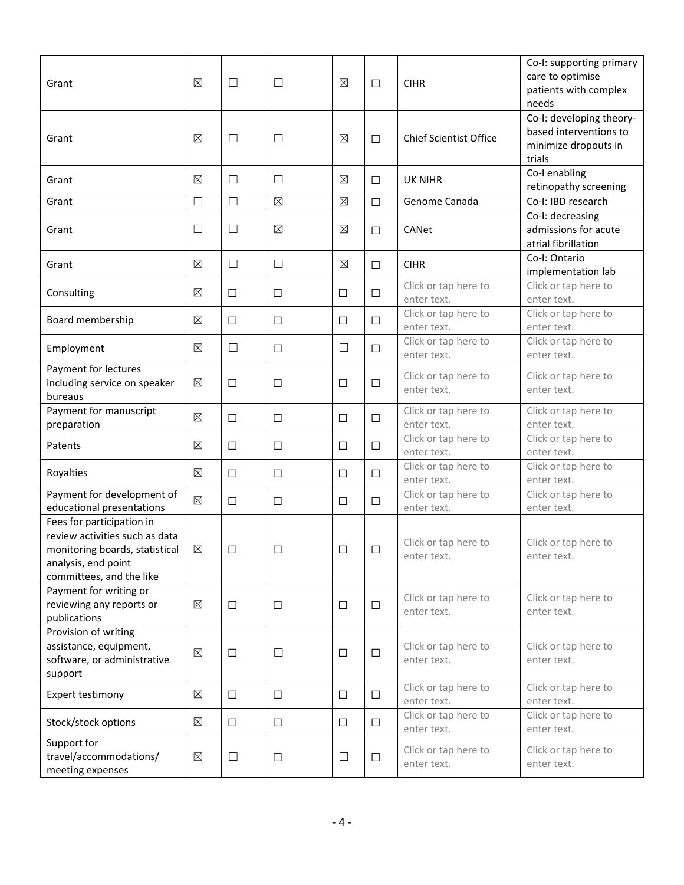| | | | | | | | |
|---|---|---|---|---|---|---|---|
| Grant | ☒ | ☐ | ☐ | ☒ | ☐ | CIHR | Co-I: supporting primary care to optimise patients with complex needs |
| Grant | ☒ | ☐ | ☐ | ☒ | ☐ | Chief Scientist Office | Co-I: developing theory-based interventions to minimize dropouts in trials |
| Grant | ☒ | ☐ | ☐ | ☒ | ☐ | UK NIHR | Co-I enabling retinopathy screening |
| Grant | ☐ | ☐ | ☒ | ☒ | ☐ | Genome Canada | Co-I: IBD research |
| Grant | ☐ | ☐ | ☒ | ☒ | ☐ | CANet | Co-I: decreasing admissions for acute atrial fibrillation |
| Grant | ☒ | ☐ | ☐ | ☒ | ☐ | CIHR | Co-I: Ontario implementation lab |
| Consulting | ☒ | ☐ | ☐ | ☐ | ☐ | Click or tap here to enter text. | Click or tap here to enter text. |
| Board membership | ☒ | ☐ | ☐ | ☐ | ☐ | Click or tap here to enter text. | Click or tap here to enter text. |
| Employment | ☒ | ☐ | ☐ | ☐ | ☐ | Click or tap here to enter text. | Click or tap here to enter text. |
| Payment for lectures including service on speaker bureaus | ☒ | ☐ | ☐ | ☐ | ☐ | Click or tap here to enter text. | Click or tap here to enter text. |
| Payment for manuscript preparation | ☒ | ☐ | ☐ | ☐ | ☐ | Click or tap here to enter text. | Click or tap here to enter text. |
| Patents | ☒ | ☐ | ☐ | ☐ | ☐ | Click or tap here to enter text. | Click or tap here to enter text. |
| Royalties | ☒ | ☐ | ☐ | ☐ | ☐ | Click or tap here to enter text. | Click or tap here to enter text. |
| Payment for development of educational presentations | ☒ | ☐ | ☐ | ☐ | ☐ | Click or tap here to enter text. | Click or tap here to enter text. |
| Fees for participation in review activities such as data monitoring boards, statistical analysis, end point committees, and the like | ☒ | ☐ | ☐ | ☐ | ☐ | Click or tap here to enter text. | Click or tap here to enter text. |
| Payment for writing or reviewing any reports or publications | ☒ | ☐ | ☐ | ☐ | ☐ | Click or tap here to enter text. | Click or tap here to enter text. |
| Provision of writing assistance, equipment, software, or administrative support | ☒ | ☐ | ☐ | ☐ | ☐ | Click or tap here to enter text. | Click or tap here to enter text. |
| Expert testimony | ☒ | ☐ | ☐ | ☐ | ☐ | Click or tap here to enter text. | Click or tap here to enter text. |
| Stock/stock options | ☒ | ☐ | ☐ | ☐ | ☐ | Click or tap here to enter text. | Click or tap here to enter text. |
| Support for travel/accommodations/ meeting expenses | ☒ | ☐ | ☐ | ☐ | ☐ | Click or tap here to enter text. | Click or tap here to enter text. |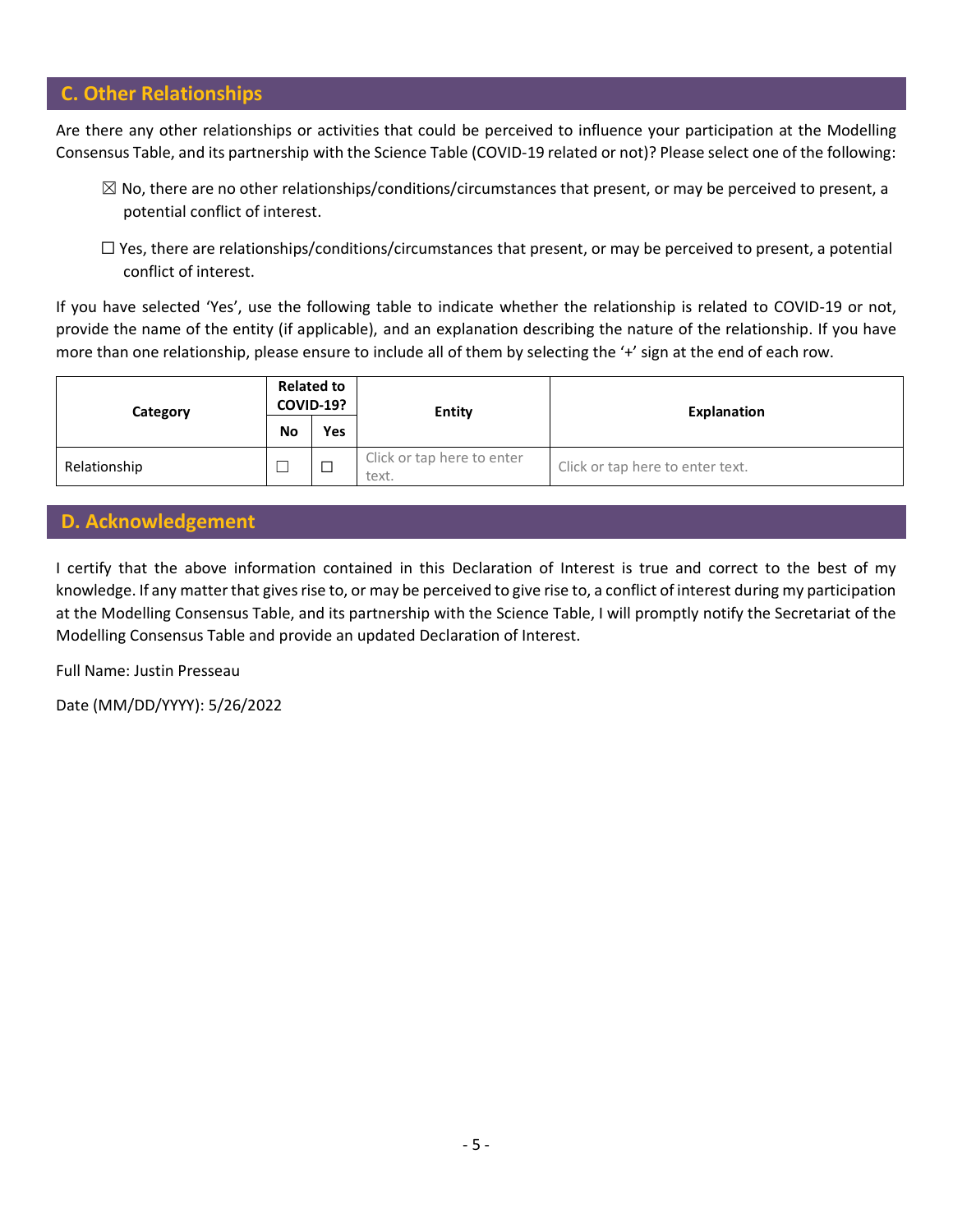## C. Other Relationships

Are there any other relationships or activities that could be perceived to influence your participation at the Modelling Consensus Table, and its partnership with the Science Table (COVID-19 related or not)? Please select one of the following:

☒ No, there are no other relationships/conditions/circumstances that present, or may be perceived to present, a potential conflict of interest.

☐ Yes, there are relationships/conditions/circumstances that present, or may be perceived to present, a potential conflict of interest.

If you have selected 'Yes', use the following table to indicate whether the relationship is related to COVID-19 or not, provide the name of the entity (if applicable), and an explanation describing the nature of the relationship. If you have more than one relationship, please ensure to include all of them by selecting the '+' sign at the end of each row.

| Category | Related to COVID-19? | | Entity | Explanation |
|---|---|---|---|---|
| | No | Yes | | |
| Relationship | ☐ | ☐ | Click or tap here to enter text. | Click or tap here to enter text. |

## D. Acknowledgement

I certify that the above information contained in this Declaration of Interest is true and correct to the best of my knowledge. If any matter that gives rise to, or may be perceived to give rise to, a conflict of interest during my participation at the Modelling Consensus Table, and its partnership with the Science Table, I will promptly notify the Secretariat of the Modelling Consensus Table and provide an updated Declaration of Interest.

Full Name: Justin Presseau

Date (MM/DD/YYYY): 5/26/2022